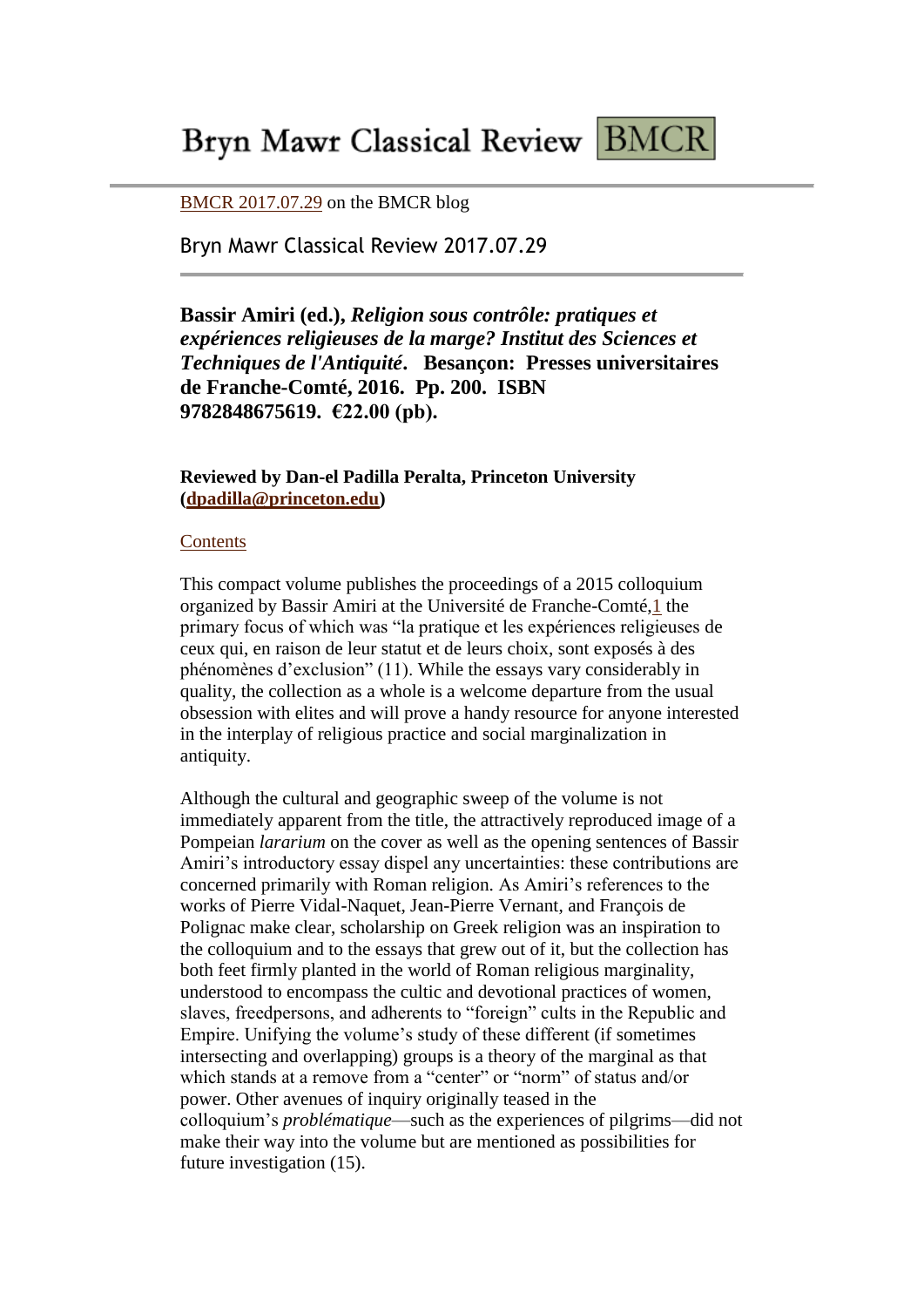# Bryn Mawr Classical Review BMCR

BMCR 2017.07.29 on the BMCR blog

Bryn Mawr Classical Review 2017.07.29

**Bassir Amiri (ed.), *Religion sous contrôle: pratiques et expériences religieuses de la marge? Institut des Sciences et Techniques de l'Antiquité*. Besançon: Presses universitaires de Franche-Comté, 2016. Pp. 200. ISBN 9782848675619. €22.00 (pb).**

**Reviewed by Dan-el Padilla Peralta, Princeton University (dpadilla@princeton.edu)**

Contents

This compact volume publishes the proceedings of a 2015 colloquium organized by Bassir Amiri at the Université de Franche-Comté,[1] the primary focus of which was "la pratique et les expériences religieuses de ceux qui, en raison de leur statut et de leurs choix, sont exposés à des phénomènes d'exclusion" (11). While the essays vary considerably in quality, the collection as a whole is a welcome departure from the usual obsession with elites and will prove a handy resource for anyone interested in the interplay of religious practice and social marginalization in antiquity.

Although the cultural and geographic sweep of the volume is not immediately apparent from the title, the attractively reproduced image of a Pompeian *lararium* on the cover as well as the opening sentences of Bassir Amiri's introductory essay dispel any uncertainties: these contributions are concerned primarily with Roman religion. As Amiri's references to the works of Pierre Vidal-Naquet, Jean-Pierre Vernant, and François de Polignac make clear, scholarship on Greek religion was an inspiration to the colloquium and to the essays that grew out of it, but the collection has both feet firmly planted in the world of Roman religious marginality, understood to encompass the cultic and devotional practices of women, slaves, freedpersons, and adherents to "foreign" cults in the Republic and Empire. Unifying the volume's study of these different (if sometimes intersecting and overlapping) groups is a theory of the marginal as that which stands at a remove from a "center" or "norm" of status and/or power. Other avenues of inquiry originally teased in the colloquium's *problématique*—such as the experiences of pilgrims—did not make their way into the volume but are mentioned as possibilities for future investigation (15).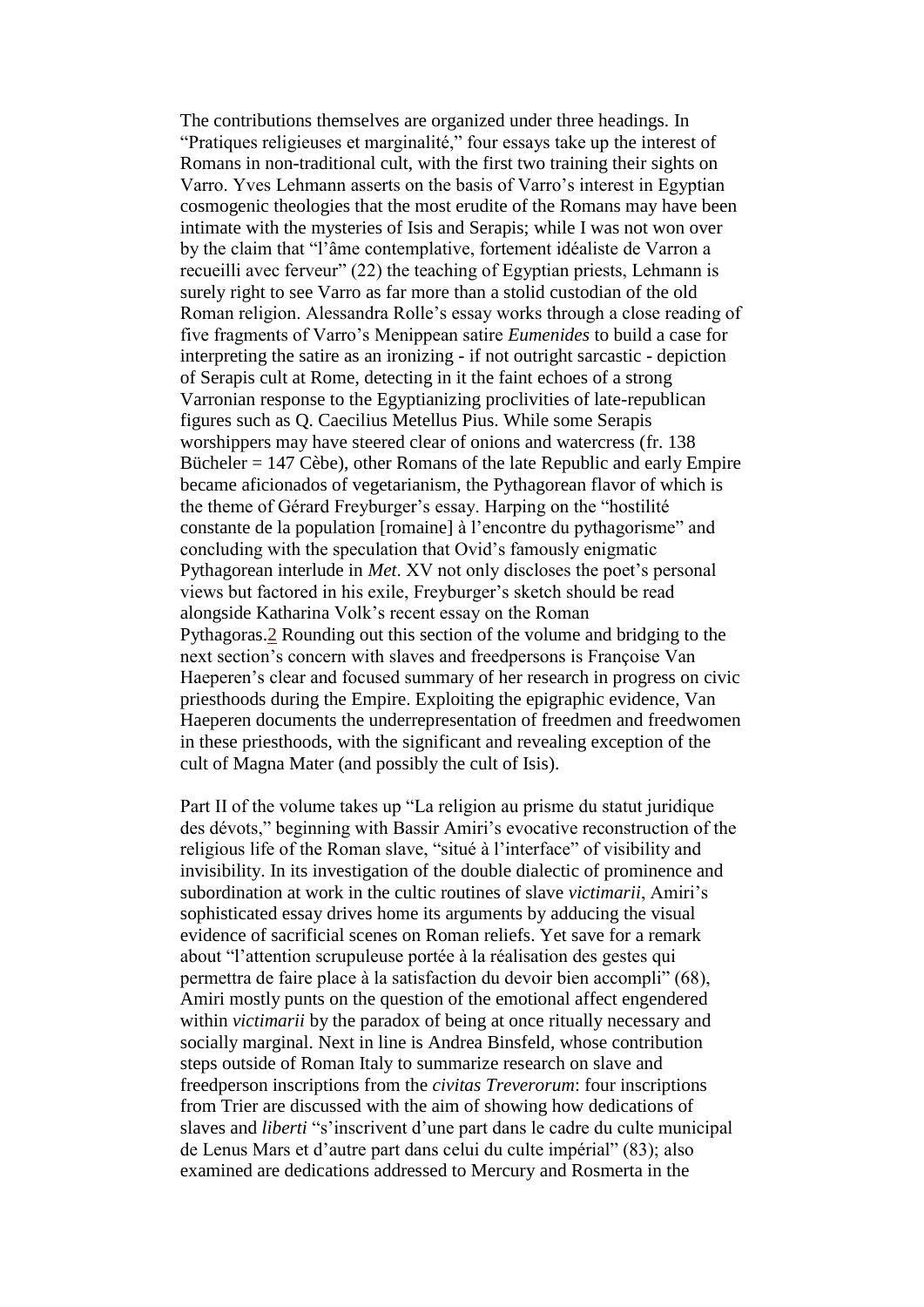The contributions themselves are organized under three headings. In "Pratiques religieuses et marginalité," four essays take up the interest of Romans in non-traditional cult, with the first two training their sights on Varro. Yves Lehmann asserts on the basis of Varro's interest in Egyptian cosmogenic theologies that the most erudite of the Romans may have been intimate with the mysteries of Isis and Serapis; while I was not won over by the claim that "l'âme contemplative, fortement idéaliste de Varron a recueilli avec ferveur" (22) the teaching of Egyptian priests, Lehmann is surely right to see Varro as far more than a stolid custodian of the old Roman religion. Alessandra Rolle's essay works through a close reading of five fragments of Varro's Menippean satire *Eumenides* to build a case for interpreting the satire as an ironizing - if not outright sarcastic - depiction of Serapis cult at Rome, detecting in it the faint echoes of a strong Varronian response to the Egyptianizing proclivities of late-republican figures such as Q. Caecilius Metellus Pius. While some Serapis worshippers may have steered clear of onions and watercress (fr. 138 Bücheler = 147 Cèbe), other Romans of the late Republic and early Empire became aficionados of vegetarianism, the Pythagorean flavor of which is the theme of Gérard Freyburger's essay. Harping on the "hostilité constante de la population [romaine] à l'encontre du pythagorisme" and concluding with the speculation that Ovid's famously enigmatic Pythagorean interlude in *Met*. XV not only discloses the poet's personal views but factored in his exile, Freyburger's sketch should be read alongside Katharina Volk's recent essay on the Roman Pythagoras.[2] Rounding out this section of the volume and bridging to the next section's concern with slaves and freedpersons is Françoise Van Haeperen's clear and focused summary of her research in progress on civic priesthoods during the Empire. Exploiting the epigraphic evidence, Van Haeperen documents the underrepresentation of freedmen and freedwomen in these priesthoods, with the significant and revealing exception of the cult of Magna Mater (and possibly the cult of Isis).

Part II of the volume takes up "La religion au prisme du statut juridique des dévots," beginning with Bassir Amiri's evocative reconstruction of the religious life of the Roman slave, "situé à l'interface" of visibility and invisibility. In its investigation of the double dialectic of prominence and subordination at work in the cultic routines of slave *victimarii*, Amiri's sophisticated essay drives home its arguments by adducing the visual evidence of sacrificial scenes on Roman reliefs. Yet save for a remark about "l'attention scrupuleuse portée à la réalisation des gestes qui permettra de faire place à la satisfaction du devoir bien accompli" (68), Amiri mostly punts on the question of the emotional affect engendered within *victimarii* by the paradox of being at once ritually necessary and socially marginal. Next in line is Andrea Binsfeld, whose contribution steps outside of Roman Italy to summarize research on slave and freedperson inscriptions from the *civitas Treverorum*: four inscriptions from Trier are discussed with the aim of showing how dedications of slaves and *liberti* "s'inscrivent d'une part dans le cadre du culte municipal de Lenus Mars et d'autre part dans celui du culte impérial" (83); also examined are dedications addressed to Mercury and Rosmerta in the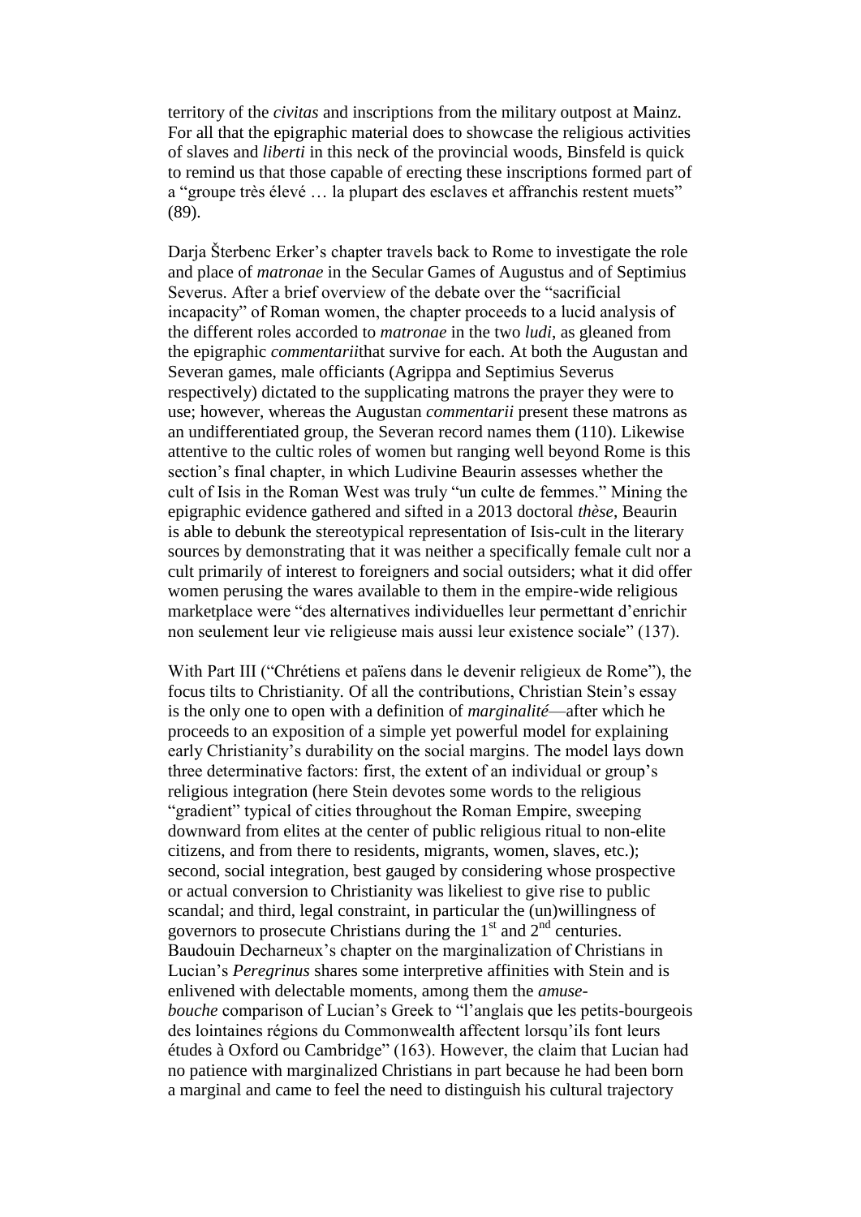territory of the *civitas* and inscriptions from the military outpost at Mainz. For all that the epigraphic material does to showcase the religious activities of slaves and *liberti* in this neck of the provincial woods, Binsfeld is quick to remind us that those capable of erecting these inscriptions formed part of a "groupe très élevé … la plupart des esclaves et affranchis restent muets" (89).

Darja Šterbenc Erker's chapter travels back to Rome to investigate the role and place of *matronae* in the Secular Games of Augustus and of Septimius Severus. After a brief overview of the debate over the "sacrificial incapacity" of Roman women, the chapter proceeds to a lucid analysis of the different roles accorded to *matronae* in the two *ludi*, as gleaned from the epigraphic *commentarii*that survive for each. At both the Augustan and Severan games, male officiants (Agrippa and Septimius Severus respectively) dictated to the supplicating matrons the prayer they were to use; however, whereas the Augustan *commentarii* present these matrons as an undifferentiated group, the Severan record names them (110). Likewise attentive to the cultic roles of women but ranging well beyond Rome is this section's final chapter, in which Ludivine Beaurin assesses whether the cult of Isis in the Roman West was truly "un culte de femmes." Mining the epigraphic evidence gathered and sifted in a 2013 doctoral *thèse*, Beaurin is able to debunk the stereotypical representation of Isis-cult in the literary sources by demonstrating that it was neither a specifically female cult nor a cult primarily of interest to foreigners and social outsiders; what it did offer women perusing the wares available to them in the empire-wide religious marketplace were "des alternatives individuelles leur permettant d'enrichir non seulement leur vie religieuse mais aussi leur existence sociale" (137).

With Part III ("Chrétiens et païens dans le devenir religieux de Rome"), the focus tilts to Christianity. Of all the contributions, Christian Stein's essay is the only one to open with a definition of *marginalité*—after which he proceeds to an exposition of a simple yet powerful model for explaining early Christianity's durability on the social margins. The model lays down three determinative factors: first, the extent of an individual or group's religious integration (here Stein devotes some words to the religious "gradient" typical of cities throughout the Roman Empire, sweeping downward from elites at the center of public religious ritual to non-elite citizens, and from there to residents, migrants, women, slaves, etc.); second, social integration, best gauged by considering whose prospective or actual conversion to Christianity was likeliest to give rise to public scandal; and third, legal constraint, in particular the (un)willingness of governors to prosecute Christians during the 1st and 2nd centuries. Baudouin Decharneux's chapter on the marginalization of Christians in Lucian's *Peregrinus* shares some interpretive affinities with Stein and is enlivened with delectable moments, among them the *amuse-bouche* comparison of Lucian's Greek to "l'anglais que les petits-bourgeois des lointaines régions du Commonwealth affectent lorsqu'ils font leurs études à Oxford ou Cambridge" (163). However, the claim that Lucian had no patience with marginalized Christians in part because he had been born a marginal and came to feel the need to distinguish his cultural trajectory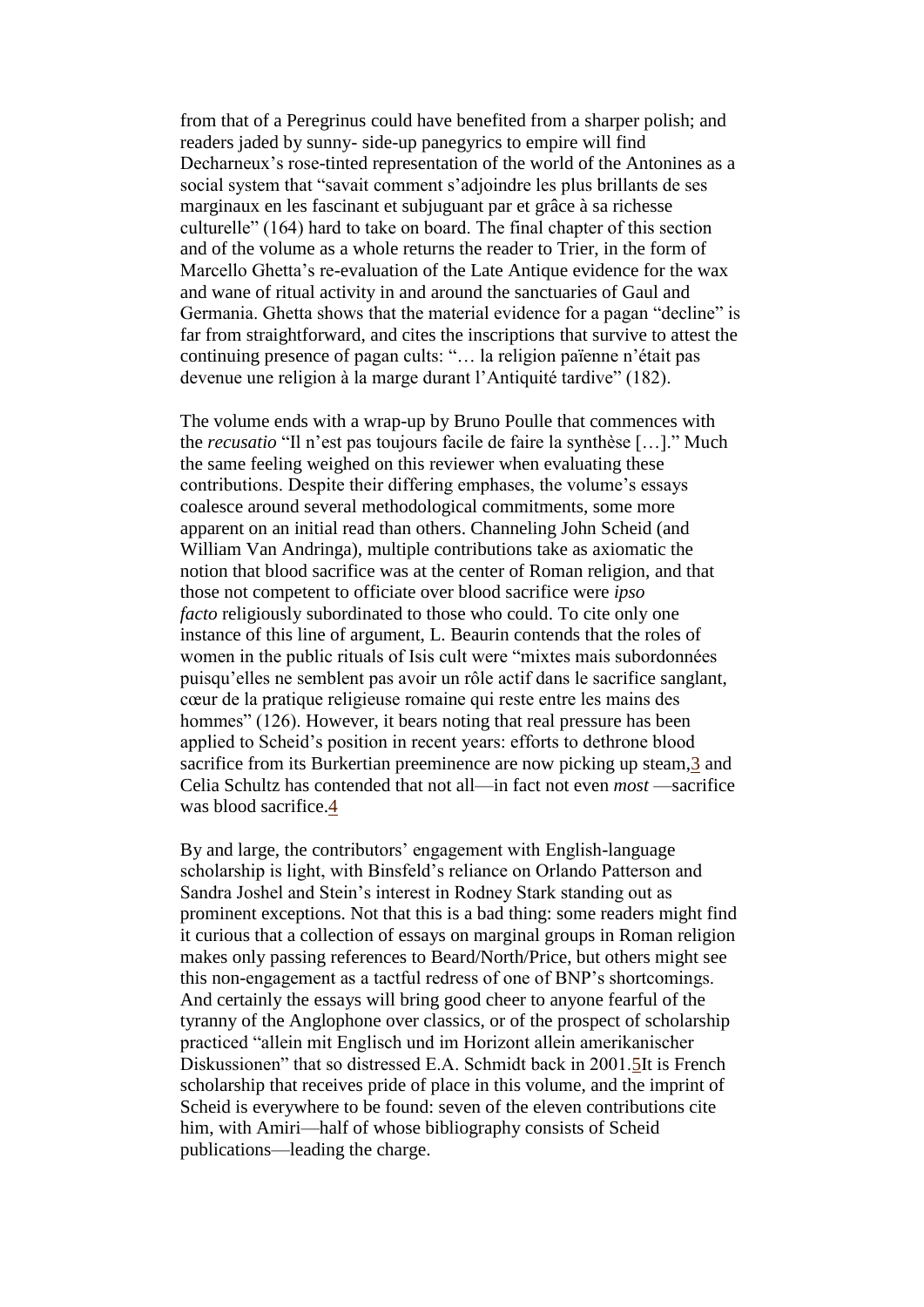from that of a Peregrinus could have benefited from a sharper polish; and readers jaded by sunny- side-up panegyrics to empire will find Decharneux's rose-tinted representation of the world of the Antonines as a social system that "savait comment s'adjoindre les plus brillants de ses marginaux en les fascinant et subjuguant par et grâce à sa richesse culturelle" (164) hard to take on board. The final chapter of this section and of the volume as a whole returns the reader to Trier, in the form of Marcello Ghetta's re-evaluation of the Late Antique evidence for the wax and wane of ritual activity in and around the sanctuaries of Gaul and Germania. Ghetta shows that the material evidence for a pagan "decline" is far from straightforward, and cites the inscriptions that survive to attest the continuing presence of pagan cults: "… la religion païenne n'était pas devenue une religion à la marge durant l'Antiquité tardive" (182).

The volume ends with a wrap-up by Bruno Poulle that commences with the *recusatio* "Il n'est pas toujours facile de faire la synthèse […]." Much the same feeling weighed on this reviewer when evaluating these contributions. Despite their differing emphases, the volume's essays coalesce around several methodological commitments, some more apparent on an initial read than others. Channeling John Scheid (and William Van Andringa), multiple contributions take as axiomatic the notion that blood sacrifice was at the center of Roman religion, and that those not competent to officiate over blood sacrifice were *ipso facto* religiously subordinated to those who could. To cite only one instance of this line of argument, L. Beaurin contends that the roles of women in the public rituals of Isis cult were "mixtes mais subordonnées puisqu'elles ne semblent pas avoir un rôle actif dans le sacrifice sanglant, cœur de la pratique religieuse romaine qui reste entre les mains des hommes" (126). However, it bears noting that real pressure has been applied to Scheid's position in recent years: efforts to dethrone blood sacrifice from its Burkertian preeminence are now picking up steam,[3] and Celia Schultz has contended that not all—in fact not even *most* —sacrifice was blood sacrifice.[4]

By and large, the contributors' engagement with English-language scholarship is light, with Binsfeld's reliance on Orlando Patterson and Sandra Joshel and Stein's interest in Rodney Stark standing out as prominent exceptions. Not that this is a bad thing: some readers might find it curious that a collection of essays on marginal groups in Roman religion makes only passing references to Beard/North/Price, but others might see this non-engagement as a tactful redress of one of BNP's shortcomings. And certainly the essays will bring good cheer to anyone fearful of the tyranny of the Anglophone over classics, or of the prospect of scholarship practiced "allein mit Englisch und im Horizont allein amerikanischer Diskussionen" that so distressed E.A. Schmidt back in 2001.[5] It is French scholarship that receives pride of place in this volume, and the imprint of Scheid is everywhere to be found: seven of the eleven contributions cite him, with Amiri—half of whose bibliography consists of Scheid publications—leading the charge.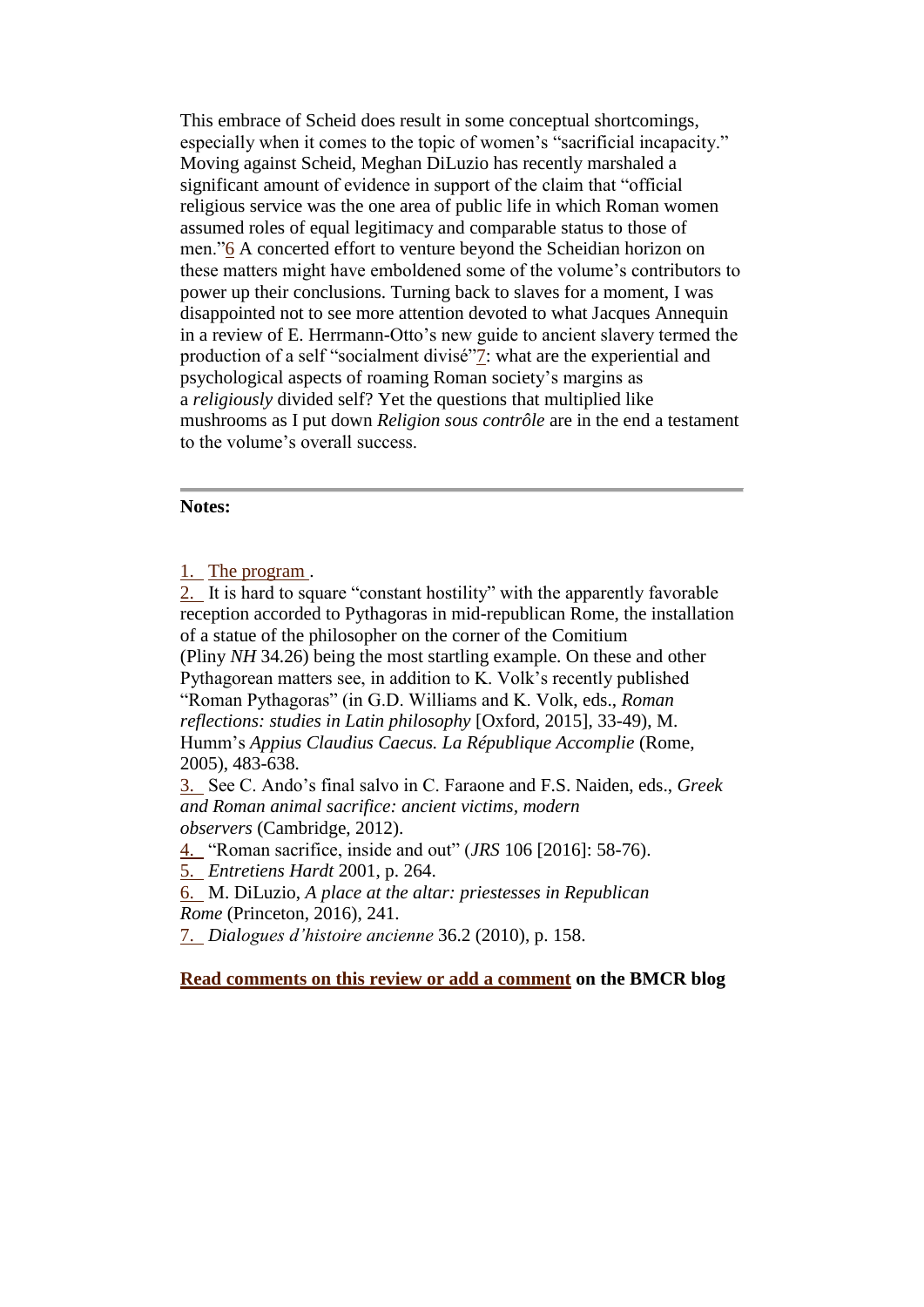This embrace of Scheid does result in some conceptual shortcomings, especially when it comes to the topic of women's "sacrificial incapacity." Moving against Scheid, Meghan DiLuzio has recently marshaled a significant amount of evidence in support of the claim that "official religious service was the one area of public life in which Roman women assumed roles of equal legitimacy and comparable status to those of men."[6] A concerted effort to venture beyond the Scheidian horizon on these matters might have emboldened some of the volume's contributors to power up their conclusions. Turning back to slaves for a moment, I was disappointed not to see more attention devoted to what Jacques Annequin in a review of E. Herrmann-Otto's new guide to ancient slavery termed the production of a self "socialment divisé"[7]: what are the experiential and psychological aspects of roaming Roman society's margins as a *religiously* divided self? Yet the questions that multiplied like mushrooms as I put down *Religion sous contrôle* are in the end a testament to the volume's overall success.

---

**Notes:**

1. The program .
2. It is hard to square "constant hostility" with the apparently favorable reception accorded to Pythagoras in mid-republican Rome, the installation of a statue of the philosopher on the corner of the Comitium (Pliny *NH* 34.26) being the most startling example. On these and other Pythagorean matters see, in addition to K. Volk's recently published "Roman Pythagoras" (in G.D. Williams and K. Volk, eds., *Roman reflections: studies in Latin philosophy* [Oxford, 2015], 33-49), M. Humm's *Appius Claudius Caecus. La République Accomplie* (Rome, 2005), 483-638.
3. See C. Ando's final salvo in C. Faraone and F.S. Naiden, eds., *Greek and Roman animal sacrifice: ancient victims, modern observers* (Cambridge, 2012).
4. "Roman sacrifice, inside and out" (*JRS* 106 [2016]: 58-76).
5. *Entretiens Hardt* 2001, p. 264.
6. M. DiLuzio, *A place at the altar: priestesses in Republican Rome* (Princeton, 2016), 241.
7. *Dialogues d'histoire ancienne* 36.2 (2010), p. 158.

**Read comments on this review or add a comment on the BMCR blog**